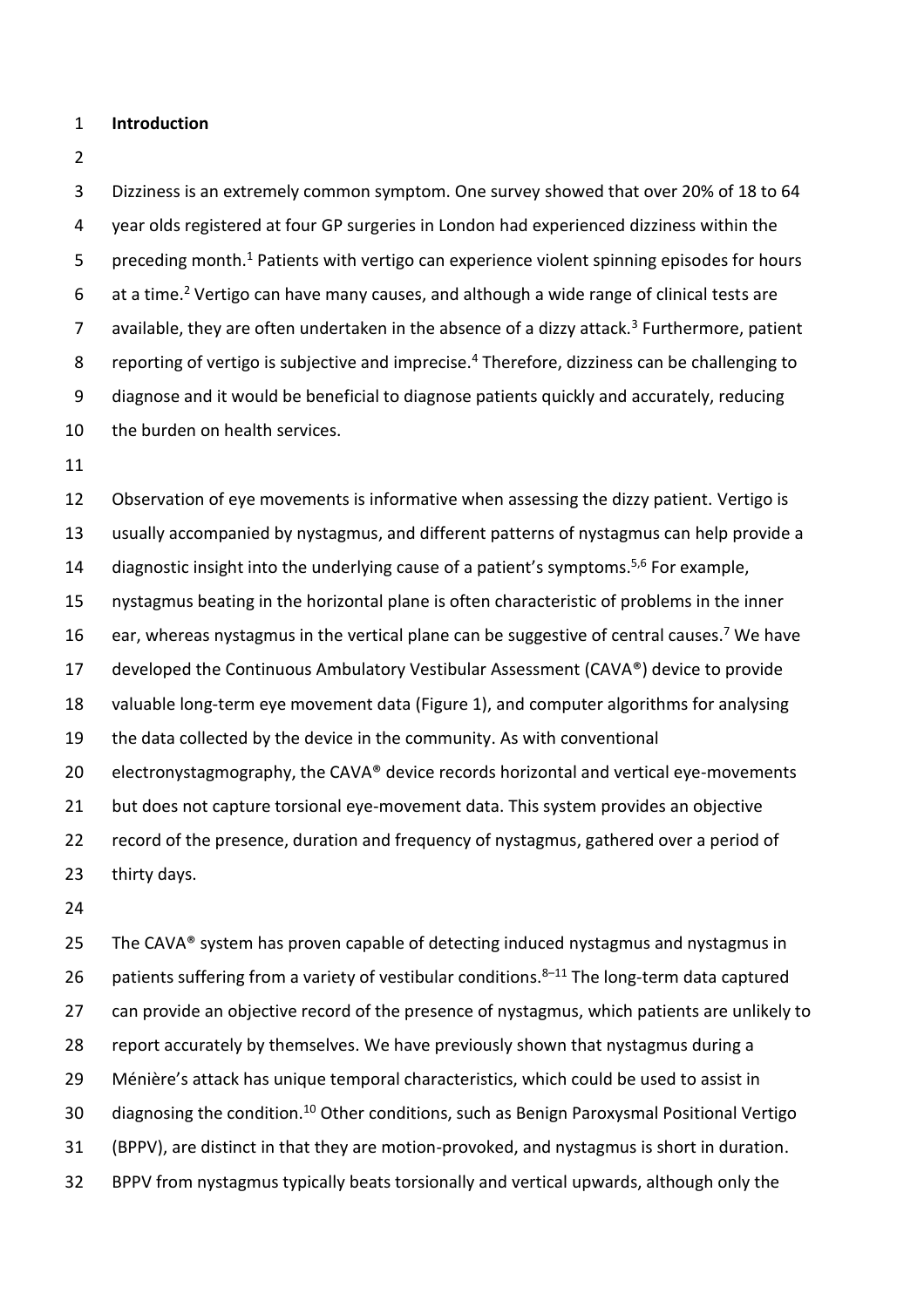## Introduction

Dizziness is an extremely common symptom. One survey showed that over 20% of 18 to 64 year olds registered at four GP surgeries in London had experienced dizziness within the preceding month.[1] Patients with vertigo can experience violent spinning episodes for hours at a time.[2] Vertigo can have many causes, and although a wide range of clinical tests are available, they are often undertaken in the absence of a dizzy attack.[3] Furthermore, patient reporting of vertigo is subjective and imprecise.[4] Therefore, dizziness can be challenging to diagnose and it would be beneficial to diagnose patients quickly and accurately, reducing the burden on health services.

Observation of eye movements is informative when assessing the dizzy patient. Vertigo is usually accompanied by nystagmus, and different patterns of nystagmus can help provide a diagnostic insight into the underlying cause of a patient's symptoms.[5,6] For example, nystagmus beating in the horizontal plane is often characteristic of problems in the inner ear, whereas nystagmus in the vertical plane can be suggestive of central causes.[7] We have developed the Continuous Ambulatory Vestibular Assessment (CAVA®) device to provide valuable long-term eye movement data (Figure 1), and computer algorithms for analysing the data collected by the device in the community. As with conventional electronystagmography, the CAVA® device records horizontal and vertical eye-movements but does not capture torsional eye-movement data. This system provides an objective record of the presence, duration and frequency of nystagmus, gathered over a period of thirty days.

The CAVA® system has proven capable of detecting induced nystagmus and nystagmus in patients suffering from a variety of vestibular conditions.[8–11] The long-term data captured can provide an objective record of the presence of nystagmus, which patients are unlikely to report accurately by themselves. We have previously shown that nystagmus during a Ménière's attack has unique temporal characteristics, which could be used to assist in diagnosing the condition.[10] Other conditions, such as Benign Paroxysmal Positional Vertigo (BPPV), are distinct in that they are motion-provoked, and nystagmus is short in duration. BPPV from nystagmus typically beats torsionally and vertical upwards, although only the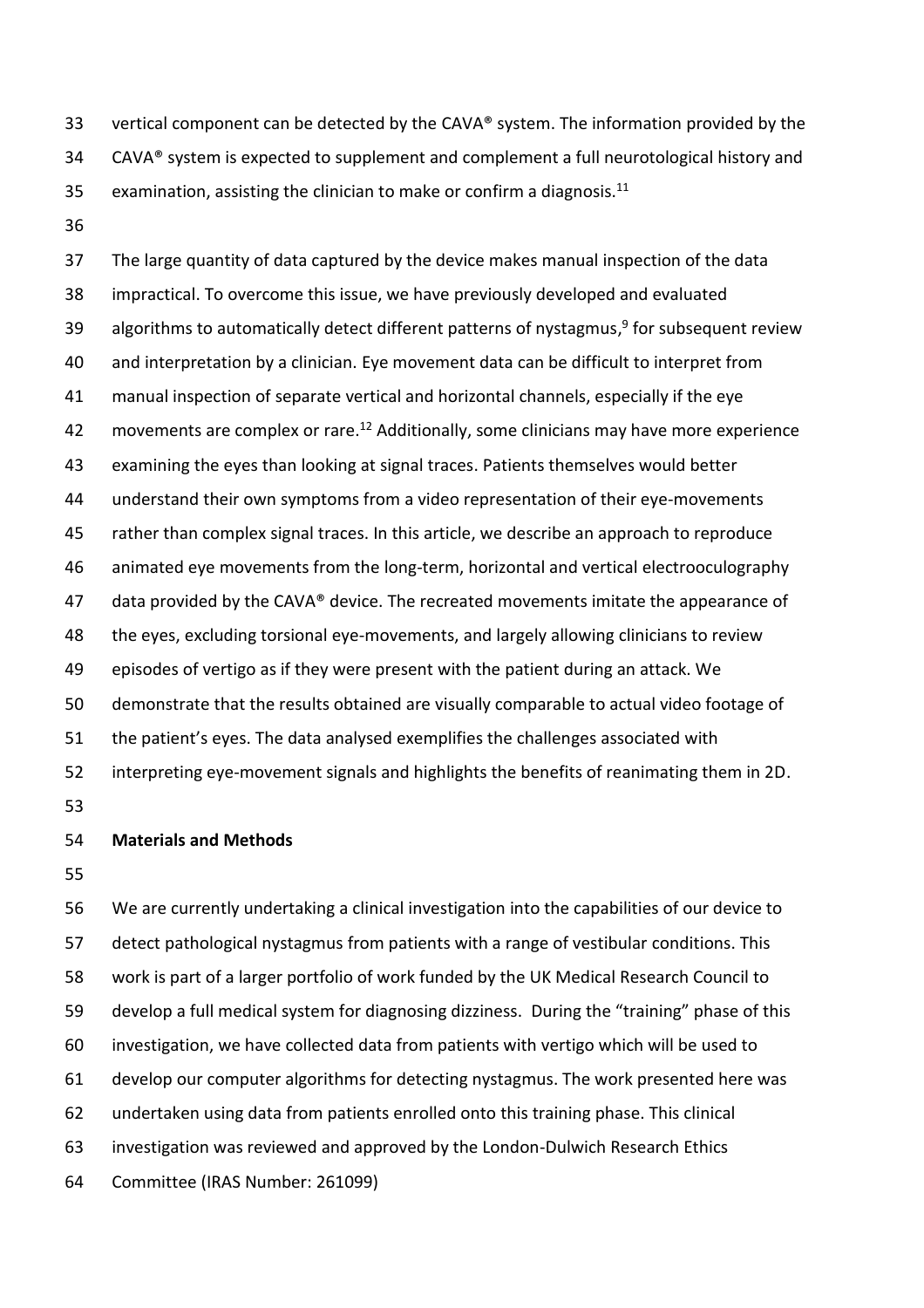vertical component can be detected by the CAVA® system. The information provided by the CAVA® system is expected to supplement and complement a full neurotological history and examination, assisting the clinician to make or confirm a diagnosis.[11]

The large quantity of data captured by the device makes manual inspection of the data impractical. To overcome this issue, we have previously developed and evaluated algorithms to automatically detect different patterns of nystagmus,[9] for subsequent review and interpretation by a clinician. Eye movement data can be difficult to interpret from manual inspection of separate vertical and horizontal channels, especially if the eye movements are complex or rare.[12] Additionally, some clinicians may have more experience examining the eyes than looking at signal traces. Patients themselves would better understand their own symptoms from a video representation of their eye-movements rather than complex signal traces. In this article, we describe an approach to reproduce animated eye movements from the long-term, horizontal and vertical electrooculography data provided by the CAVA® device. The recreated movements imitate the appearance of the eyes, excluding torsional eye-movements, and largely allowing clinicians to review episodes of vertigo as if they were present with the patient during an attack. We demonstrate that the results obtained are visually comparable to actual video footage of the patient's eyes. The data analysed exemplifies the challenges associated with interpreting eye-movement signals and highlights the benefits of reanimating them in 2D.

## Materials and Methods

We are currently undertaking a clinical investigation into the capabilities of our device to detect pathological nystagmus from patients with a range of vestibular conditions. This work is part of a larger portfolio of work funded by the UK Medical Research Council to develop a full medical system for diagnosing dizziness. During the "training" phase of this investigation, we have collected data from patients with vertigo which will be used to develop our computer algorithms for detecting nystagmus. The work presented here was undertaken using data from patients enrolled onto this training phase. This clinical investigation was reviewed and approved by the London-Dulwich Research Ethics Committee (IRAS Number: 261099)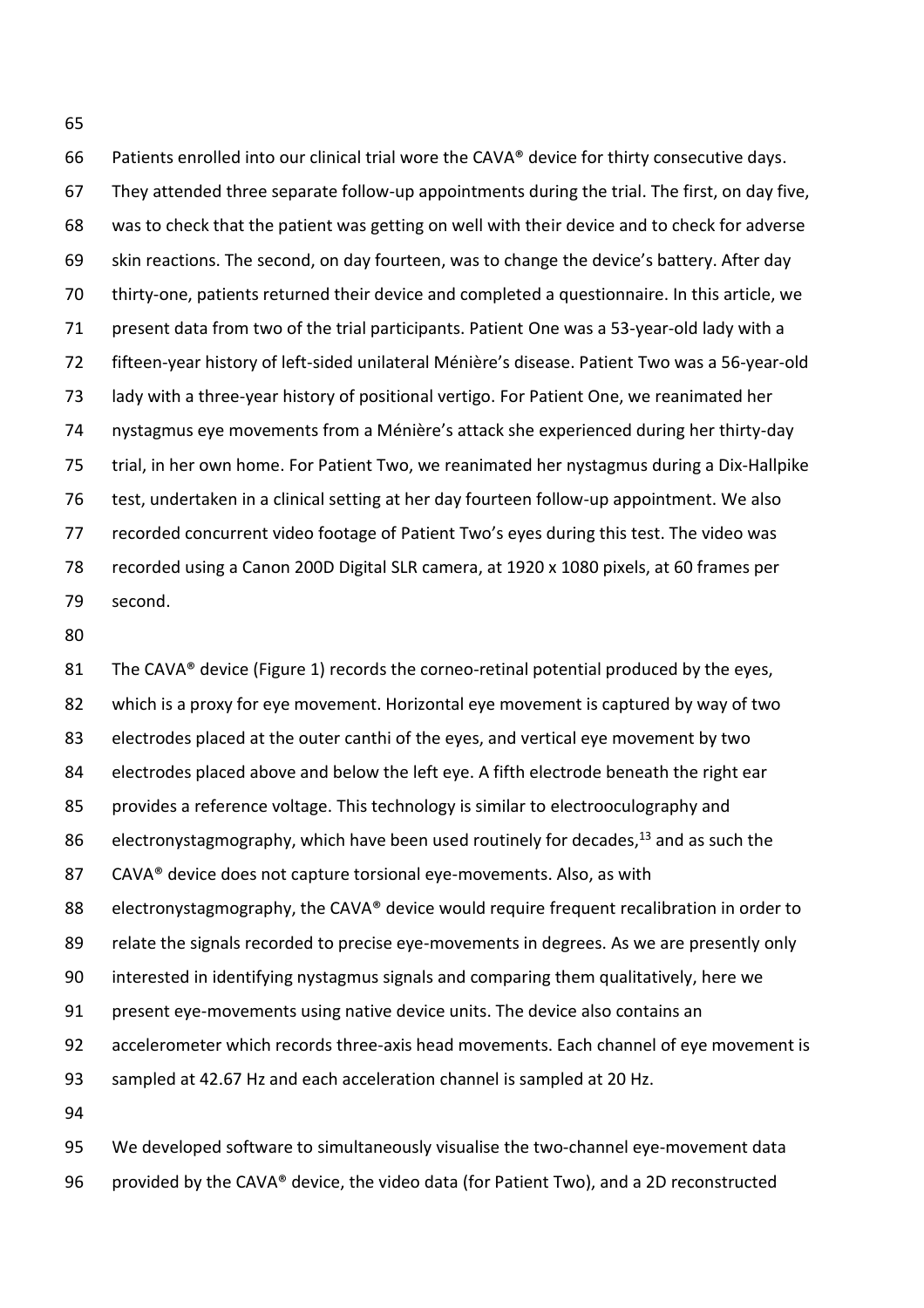Patients enrolled into our clinical trial wore the CAVA® device for thirty consecutive days. They attended three separate follow-up appointments during the trial. The first, on day five, was to check that the patient was getting on well with their device and to check for adverse skin reactions. The second, on day fourteen, was to change the device's battery. After day thirty-one, patients returned their device and completed a questionnaire. In this article, we present data from two of the trial participants. Patient One was a 53-year-old lady with a fifteen-year history of left-sided unilateral Ménière's disease. Patient Two was a 56-year-old lady with a three-year history of positional vertigo. For Patient One, we reanimated her nystagmus eye movements from a Ménière's attack she experienced during her thirty-day trial, in her own home. For Patient Two, we reanimated her nystagmus during a Dix-Hallpike test, undertaken in a clinical setting at her day fourteen follow-up appointment. We also recorded concurrent video footage of Patient Two's eyes during this test. The video was recorded using a Canon 200D Digital SLR camera, at 1920 x 1080 pixels, at 60 frames per second.

The CAVA® device (Figure 1) records the corneo-retinal potential produced by the eyes, which is a proxy for eye movement. Horizontal eye movement is captured by way of two electrodes placed at the outer canthi of the eyes, and vertical eye movement by two electrodes placed above and below the left eye. A fifth electrode beneath the right ear provides a reference voltage. This technology is similar to electrooculography and electronystagmography, which have been used routinely for decades,[13] and as such the CAVA® device does not capture torsional eye-movements. Also, as with electronystagmography, the CAVA® device would require frequent recalibration in order to relate the signals recorded to precise eye-movements in degrees. As we are presently only interested in identifying nystagmus signals and comparing them qualitatively, here we present eye-movements using native device units. The device also contains an accelerometer which records three-axis head movements. Each channel of eye movement is sampled at 42.67 Hz and each acceleration channel is sampled at 20 Hz.

We developed software to simultaneously visualise the two-channel eye-movement data provided by the CAVA® device, the video data (for Patient Two), and a 2D reconstructed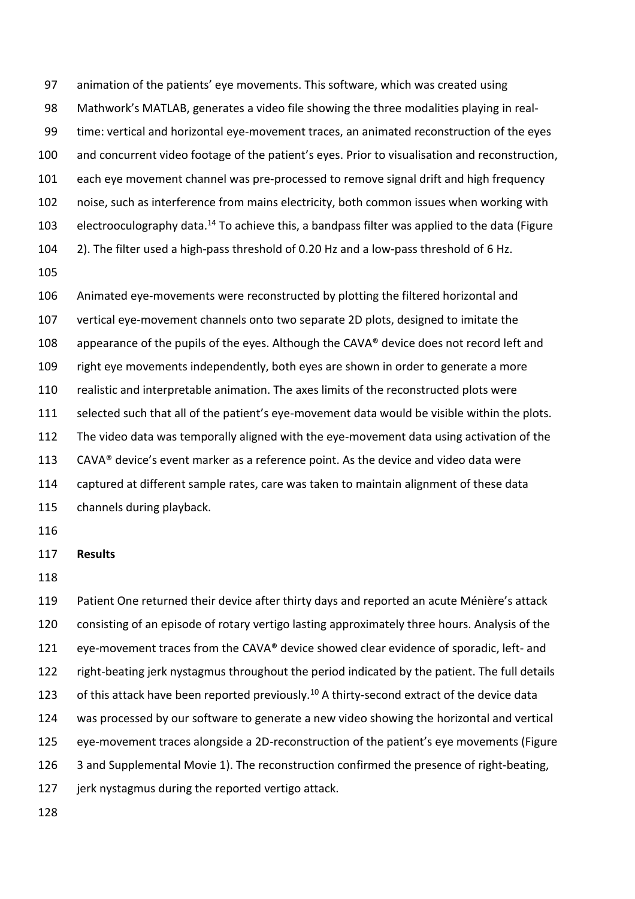animation of the patients' eye movements. This software, which was created using Mathwork's MATLAB, generates a video file showing the three modalities playing in real-time: vertical and horizontal eye-movement traces, an animated reconstruction of the eyes and concurrent video footage of the patient's eyes. Prior to visualisation and reconstruction, each eye movement channel was pre-processed to remove signal drift and high frequency noise, such as interference from mains electricity, both common issues when working with electrooculography data.[14] To achieve this, a bandpass filter was applied to the data (Figure 2). The filter used a high-pass threshold of 0.20 Hz and a low-pass threshold of 6 Hz.

Animated eye-movements were reconstructed by plotting the filtered horizontal and vertical eye-movement channels onto two separate 2D plots, designed to imitate the appearance of the pupils of the eyes. Although the CAVA® device does not record left and right eye movements independently, both eyes are shown in order to generate a more realistic and interpretable animation. The axes limits of the reconstructed plots were selected such that all of the patient's eye-movement data would be visible within the plots. The video data was temporally aligned with the eye-movement data using activation of the CAVA® device's event marker as a reference point. As the device and video data were captured at different sample rates, care was taken to maintain alignment of these data channels during playback.

## Results

Patient One returned their device after thirty days and reported an acute Ménière's attack consisting of an episode of rotary vertigo lasting approximately three hours. Analysis of the eye-movement traces from the CAVA® device showed clear evidence of sporadic, left- and right-beating jerk nystagmus throughout the period indicated by the patient. The full details of this attack have been reported previously.[10] A thirty-second extract of the device data was processed by our software to generate a new video showing the horizontal and vertical eye-movement traces alongside a 2D-reconstruction of the patient's eye movements (Figure 3 and Supplemental Movie 1). The reconstruction confirmed the presence of right-beating, jerk nystagmus during the reported vertigo attack.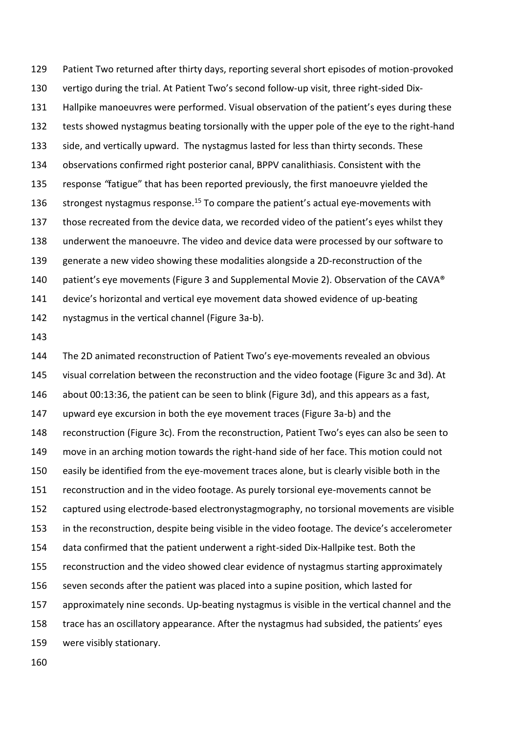Patient Two returned after thirty days, reporting several short episodes of motion-provoked vertigo during the trial. At Patient Two's second follow-up visit, three right-sided Dix-Hallpike manoeuvres were performed. Visual observation of the patient's eyes during these tests showed nystagmus beating torsionally with the upper pole of the eye to the right-hand side, and vertically upward. The nystagmus lasted for less than thirty seconds. These observations confirmed right posterior canal, BPPV canalithiasis. Consistent with the response "fatigue" that has been reported previously, the first manoeuvre yielded the strongest nystagmus response.[15] To compare the patient's actual eye-movements with those recreated from the device data, we recorded video of the patient's eyes whilst they underwent the manoeuvre. The video and device data were processed by our software to generate a new video showing these modalities alongside a 2D-reconstruction of the patient's eye movements (Figure 3 and Supplemental Movie 2). Observation of the CAVA® device's horizontal and vertical eye movement data showed evidence of up-beating nystagmus in the vertical channel (Figure 3a-b).

The 2D animated reconstruction of Patient Two's eye-movements revealed an obvious visual correlation between the reconstruction and the video footage (Figure 3c and 3d). At about 00:13:36, the patient can be seen to blink (Figure 3d), and this appears as a fast, upward eye excursion in both the eye movement traces (Figure 3a-b) and the reconstruction (Figure 3c). From the reconstruction, Patient Two's eyes can also be seen to move in an arching motion towards the right-hand side of her face. This motion could not easily be identified from the eye-movement traces alone, but is clearly visible both in the reconstruction and in the video footage. As purely torsional eye-movements cannot be captured using electrode-based electronystagmography, no torsional movements are visible in the reconstruction, despite being visible in the video footage. The device's accelerometer data confirmed that the patient underwent a right-sided Dix-Hallpike test. Both the reconstruction and the video showed clear evidence of nystagmus starting approximately seven seconds after the patient was placed into a supine position, which lasted for approximately nine seconds. Up-beating nystagmus is visible in the vertical channel and the trace has an oscillatory appearance. After the nystagmus had subsided, the patients' eyes were visibly stationary.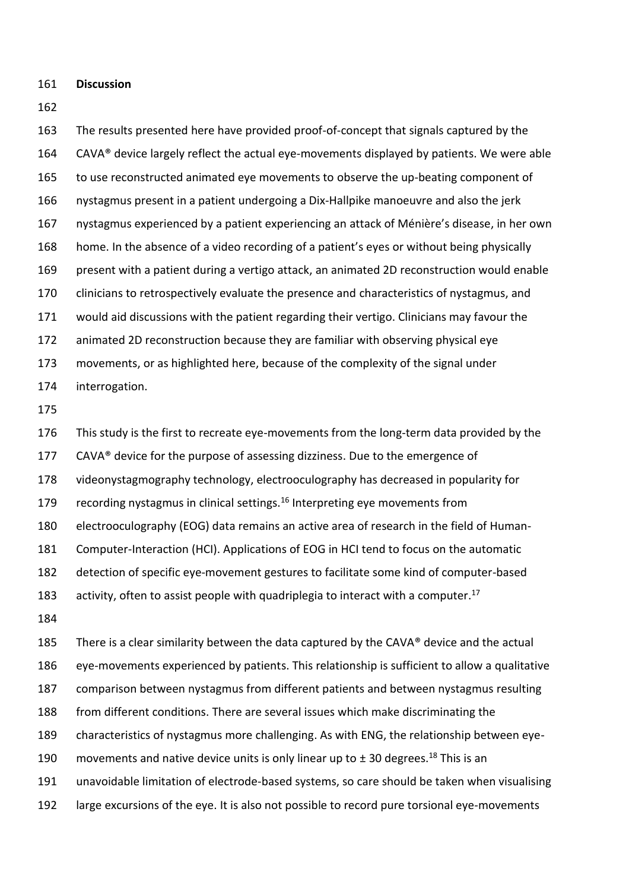## Discussion

The results presented here have provided proof-of-concept that signals captured by the CAVA® device largely reflect the actual eye-movements displayed by patients. We were able to use reconstructed animated eye movements to observe the up-beating component of nystagmus present in a patient undergoing a Dix-Hallpike manoeuvre and also the jerk nystagmus experienced by a patient experiencing an attack of Ménière's disease, in her own home. In the absence of a video recording of a patient's eyes or without being physically present with a patient during a vertigo attack, an animated 2D reconstruction would enable clinicians to retrospectively evaluate the presence and characteristics of nystagmus, and would aid discussions with the patient regarding their vertigo. Clinicians may favour the animated 2D reconstruction because they are familiar with observing physical eye movements, or as highlighted here, because of the complexity of the signal under interrogation.

This study is the first to recreate eye-movements from the long-term data provided by the CAVA® device for the purpose of assessing dizziness. Due to the emergence of videonystagmography technology, electrooculography has decreased in popularity for recording nystagmus in clinical settings.[16] Interpreting eye movements from electrooculography (EOG) data remains an active area of research in the field of Human-Computer-Interaction (HCI). Applications of EOG in HCI tend to focus on the automatic detection of specific eye-movement gestures to facilitate some kind of computer-based activity, often to assist people with quadriplegia to interact with a computer.[17]

There is a clear similarity between the data captured by the CAVA® device and the actual eye-movements experienced by patients. This relationship is sufficient to allow a qualitative comparison between nystagmus from different patients and between nystagmus resulting from different conditions. There are several issues which make discriminating the characteristics of nystagmus more challenging. As with ENG, the relationship between eye-movements and native device units is only linear up to ± 30 degrees.[18] This is an unavoidable limitation of electrode-based systems, so care should be taken when visualising large excursions of the eye. It is also not possible to record pure torsional eye-movements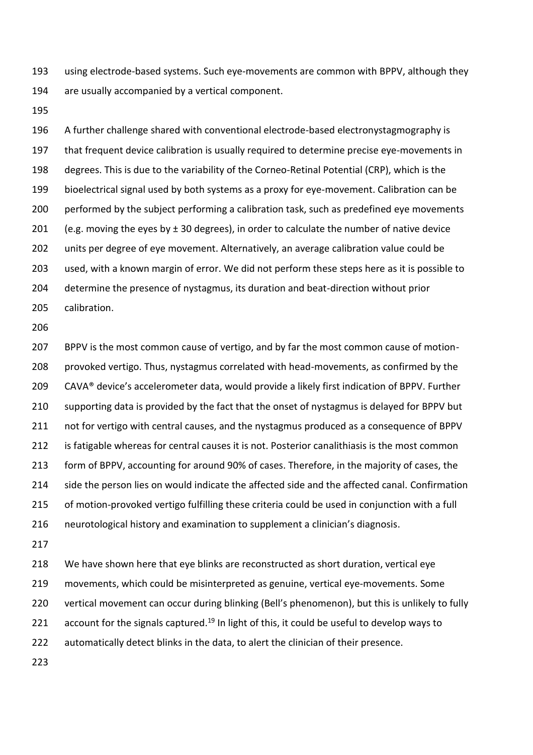using electrode-based systems. Such eye-movements are common with BPPV, although they are usually accompanied by a vertical component.

A further challenge shared with conventional electrode-based electronystagmography is that frequent device calibration is usually required to determine precise eye-movements in degrees. This is due to the variability of the Corneo-Retinal Potential (CRP), which is the bioelectrical signal used by both systems as a proxy for eye-movement. Calibration can be performed by the subject performing a calibration task, such as predefined eye movements (e.g. moving the eyes by ± 30 degrees), in order to calculate the number of native device units per degree of eye movement. Alternatively, an average calibration value could be used, with a known margin of error. We did not perform these steps here as it is possible to determine the presence of nystagmus, its duration and beat-direction without prior calibration.

BPPV is the most common cause of vertigo, and by far the most common cause of motion-provoked vertigo. Thus, nystagmus correlated with head-movements, as confirmed by the CAVA® device's accelerometer data, would provide a likely first indication of BPPV. Further supporting data is provided by the fact that the onset of nystagmus is delayed for BPPV but not for vertigo with central causes, and the nystagmus produced as a consequence of BPPV is fatigable whereas for central causes it is not. Posterior canalithiasis is the most common form of BPPV, accounting for around 90% of cases. Therefore, in the majority of cases, the side the person lies on would indicate the affected side and the affected canal. Confirmation of motion-provoked vertigo fulfilling these criteria could be used in conjunction with a full neurotological history and examination to supplement a clinician's diagnosis.

We have shown here that eye blinks are reconstructed as short duration, vertical eye movements, which could be misinterpreted as genuine, vertical eye-movements. Some vertical movement can occur during blinking (Bell's phenomenon), but this is unlikely to fully account for the signals captured.[19] In light of this, it could be useful to develop ways to automatically detect blinks in the data, to alert the clinician of their presence.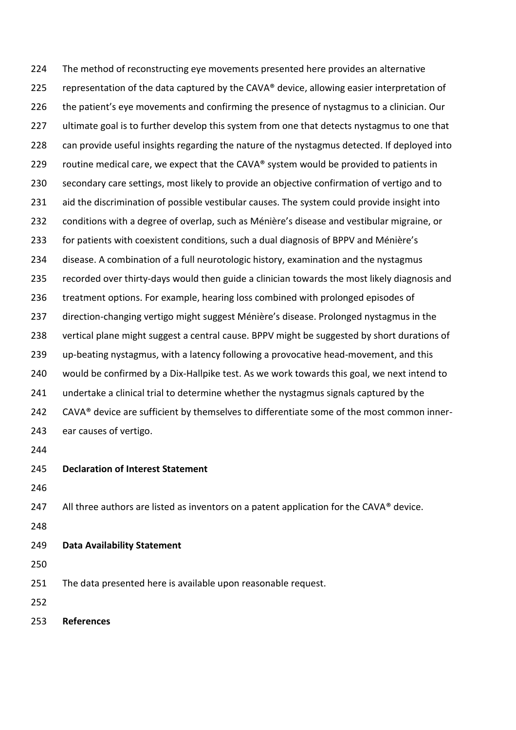The method of reconstructing eye movements presented here provides an alternative representation of the data captured by the CAVA® device, allowing easier interpretation of the patient's eye movements and confirming the presence of nystagmus to a clinician. Our ultimate goal is to further develop this system from one that detects nystagmus to one that can provide useful insights regarding the nature of the nystagmus detected. If deployed into routine medical care, we expect that the CAVA® system would be provided to patients in secondary care settings, most likely to provide an objective confirmation of vertigo and to aid the discrimination of possible vestibular causes. The system could provide insight into conditions with a degree of overlap, such as Ménière's disease and vestibular migraine, or for patients with coexistent conditions, such a dual diagnosis of BPPV and Ménière's disease. A combination of a full neurotologic history, examination and the nystagmus recorded over thirty-days would then guide a clinician towards the most likely diagnosis and treatment options. For example, hearing loss combined with prolonged episodes of direction-changing vertigo might suggest Ménière's disease. Prolonged nystagmus in the vertical plane might suggest a central cause. BPPV might be suggested by short durations of up-beating nystagmus, with a latency following a provocative head-movement, and this would be confirmed by a Dix-Hallpike test. As we work towards this goal, we next intend to undertake a clinical trial to determine whether the nystagmus signals captured by the CAVA® device are sufficient by themselves to differentiate some of the most common inner-ear causes of vertigo.

## Declaration of Interest Statement

All three authors are listed as inventors on a patent application for the CAVA® device.

## Data Availability Statement

The data presented here is available upon reasonable request.

## References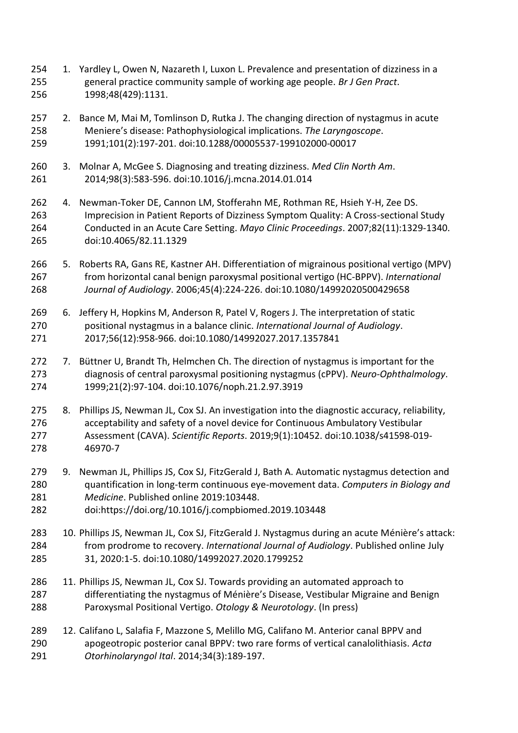1. Yardley L, Owen N, Nazareth I, Luxon L. Prevalence and presentation of dizziness in a general practice community sample of working age people. *Br J Gen Pract*. 1998;48(429):1131.
2. Bance M, Mai M, Tomlinson D, Rutka J. The changing direction of nystagmus in acute Meniere's disease: Pathophysiological implications. *The Laryngoscope*. 1991;101(2):197-201. doi:10.1288/00005537-199102000-00017
3. Molnar A, McGee S. Diagnosing and treating dizziness. *Med Clin North Am*. 2014;98(3):583-596. doi:10.1016/j.mcna.2014.01.014
4. Newman-Toker DE, Cannon LM, Stofferahn ME, Rothman RE, Hsieh Y-H, Zee DS. Imprecision in Patient Reports of Dizziness Symptom Quality: A Cross-sectional Study Conducted in an Acute Care Setting. *Mayo Clinic Proceedings*. 2007;82(11):1329-1340. doi:10.4065/82.11.1329
5. Roberts RA, Gans RE, Kastner AH. Differentiation of migrainous positional vertigo (MPV) from horizontal canal benign paroxysmal positional vertigo (HC-BPPV). *International Journal of Audiology*. 2006;45(4):224-226. doi:10.1080/14992020500429658
6. Jeffery H, Hopkins M, Anderson R, Patel V, Rogers J. The interpretation of static positional nystagmus in a balance clinic. *International Journal of Audiology*. 2017;56(12):958-966. doi:10.1080/14992027.2017.1357841
7. Büttner U, Brandt Th, Helmchen Ch. The direction of nystagmus is important for the diagnosis of central paroxysmal positioning nystagmus (cPPV). *Neuro-Ophthalmology*. 1999;21(2):97-104. doi:10.1076/noph.21.2.97.3919
8. Phillips JS, Newman JL, Cox SJ. An investigation into the diagnostic accuracy, reliability, acceptability and safety of a novel device for Continuous Ambulatory Vestibular Assessment (CAVA). *Scientific Reports*. 2019;9(1):10452. doi:10.1038/s41598-019-46970-7
9. Newman JL, Phillips JS, Cox SJ, FitzGerald J, Bath A. Automatic nystagmus detection and quantification in long-term continuous eye-movement data. *Computers in Biology and Medicine*. Published online 2019:103448. doi:https://doi.org/10.1016/j.compbiomed.2019.103448
10. Phillips JS, Newman JL, Cox SJ, FitzGerald J. Nystagmus during an acute Ménière's attack: from prodrome to recovery. *International Journal of Audiology*. Published online July 31, 2020:1-5. doi:10.1080/14992027.2020.1799252
11. Phillips JS, Newman JL, Cox SJ. Towards providing an automated approach to differentiating the nystagmus of Ménière's Disease, Vestibular Migraine and Benign Paroxysmal Positional Vertigo. *Otology & Neurotology*. (In press)
12. Califano L, Salafia F, Mazzone S, Melillo MG, Califano M. Anterior canal BPPV and apogeotropic posterior canal BPPV: two rare forms of vertical canalolithiasis. *Acta Otorhinolaryngol Ital*. 2014;34(3):189-197.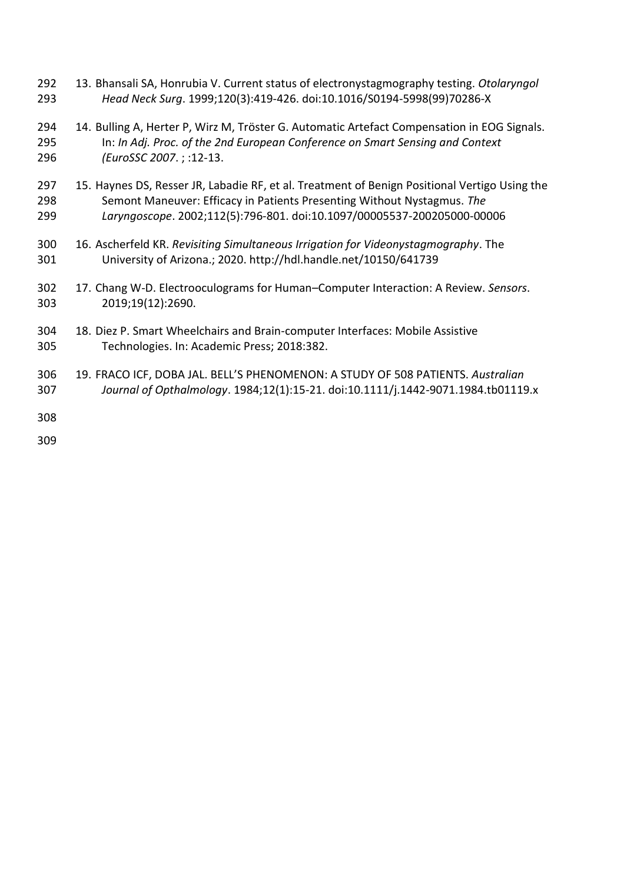13. Bhansali SA, Honrubia V. Current status of electronystagmography testing. *Otolaryngol Head Neck Surg*. 1999;120(3):419-426. doi:10.1016/S0194-5998(99)70286-X

14. Bulling A, Herter P, Wirz M, Tröster G. Automatic Artefact Compensation in EOG Signals. In: *In Adj. Proc. of the 2nd European Conference on Smart Sensing and Context (EuroSSC 2007*. ; :12-13.

15. Haynes DS, Resser JR, Labadie RF, et al. Treatment of Benign Positional Vertigo Using the Semont Maneuver: Efficacy in Patients Presenting Without Nystagmus. *The Laryngoscope*. 2002;112(5):796-801. doi:10.1097/00005537-200205000-00006

16. Ascherfeld KR. *Revisiting Simultaneous Irrigation for Videonystagmography*. The University of Arizona.; 2020. http://hdl.handle.net/10150/641739

17. Chang W-D. Electrooculograms for Human–Computer Interaction: A Review. *Sensors*. 2019;19(12):2690.

18. Diez P. Smart Wheelchairs and Brain-computer Interfaces: Mobile Assistive Technologies. In: Academic Press; 2018:382.

19. FRACO ICF, DOBA JAL. BELL'S PHENOMENON: A STUDY OF 508 PATIENTS. *Australian Journal of Opthalmology*. 1984;12(1):15-21. doi:10.1111/j.1442-9071.1984.tb01119.x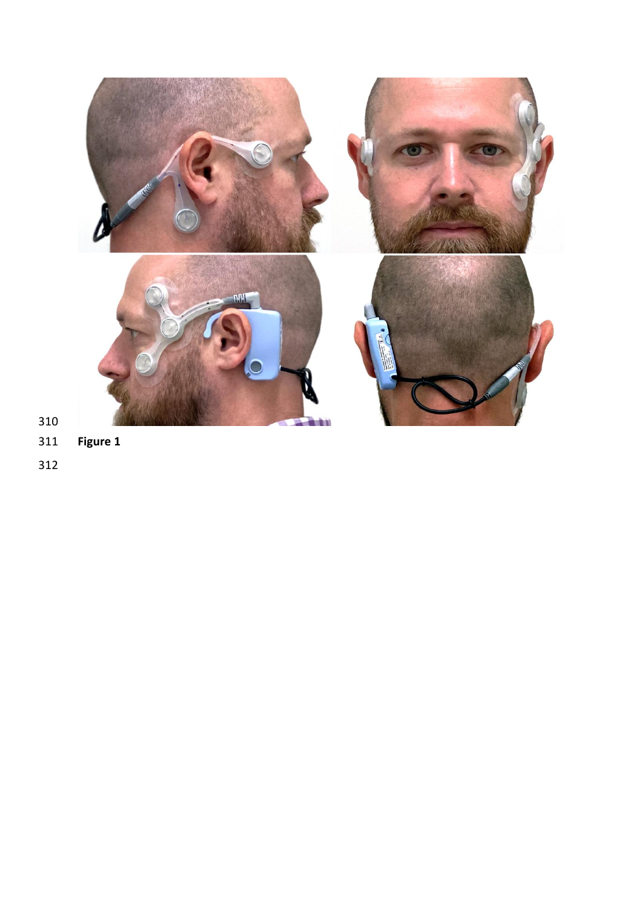**Figure 1**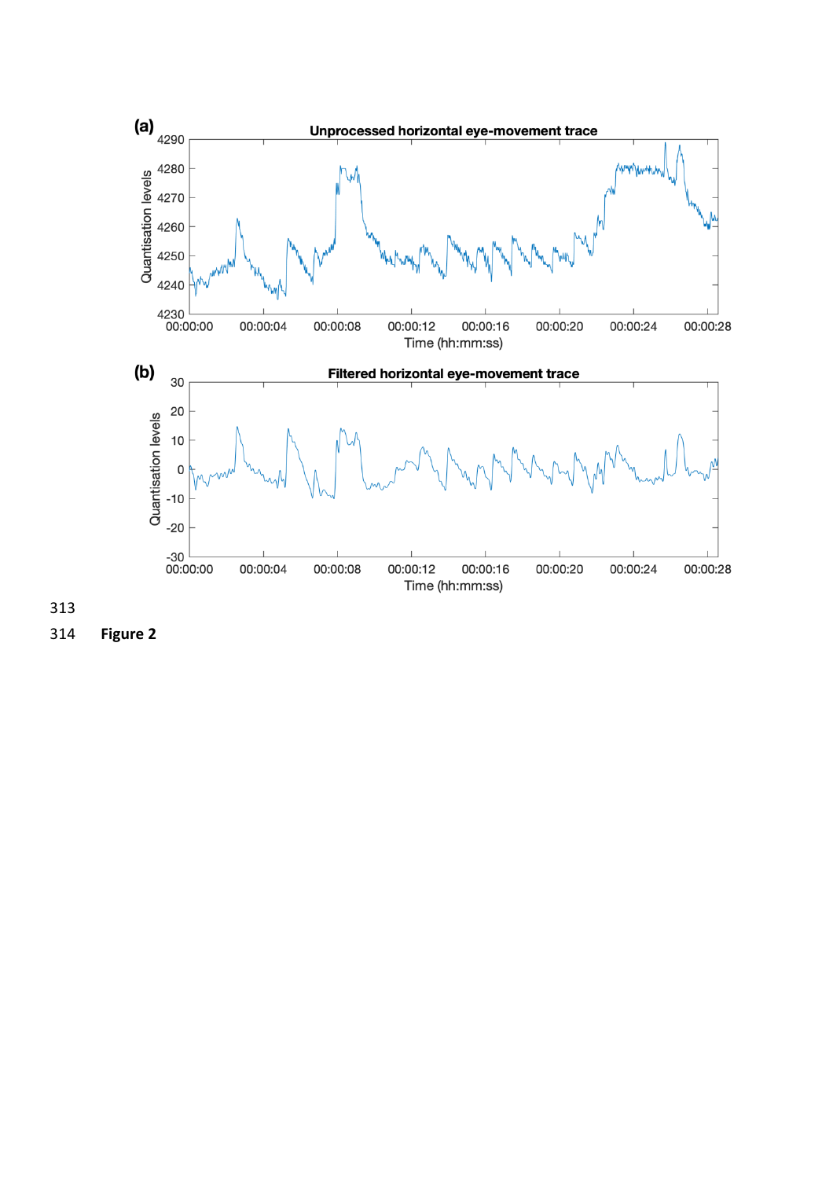313

314 **Figure 2**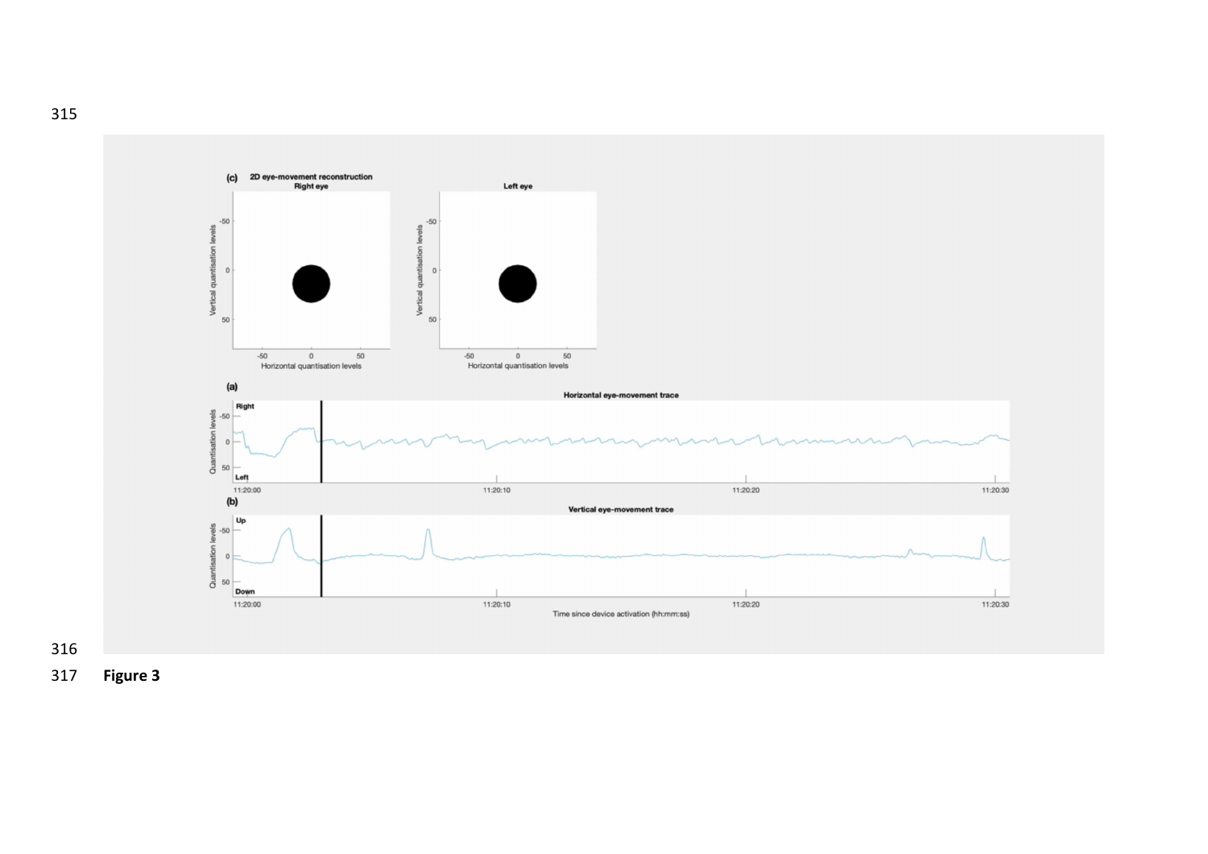**Figure 3**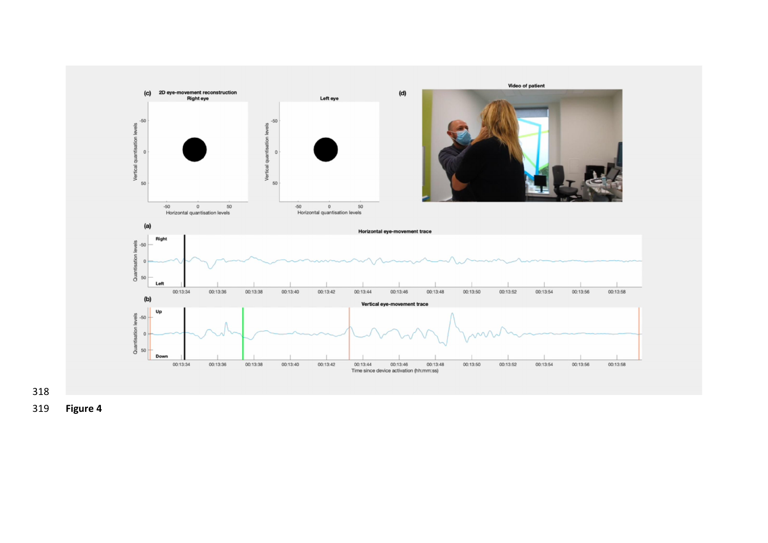**Figure 4**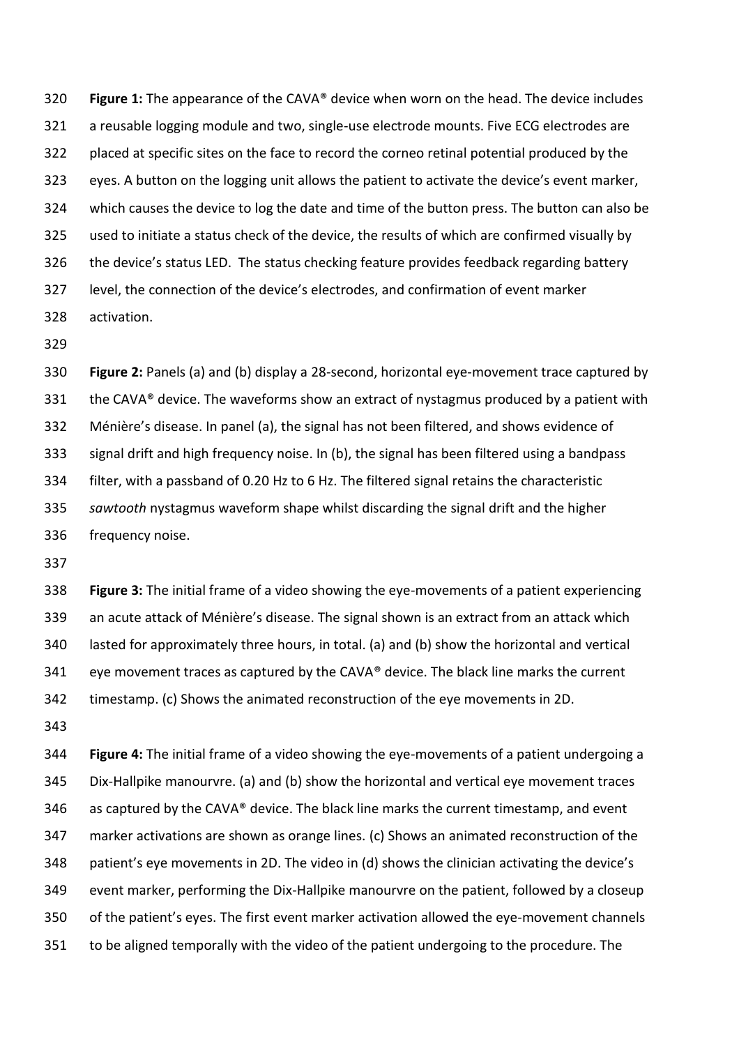**Figure 1:** The appearance of the CAVA® device when worn on the head. The device includes a reusable logging module and two, single-use electrode mounts. Five ECG electrodes are placed at specific sites on the face to record the corneo retinal potential produced by the eyes. A button on the logging unit allows the patient to activate the device's event marker, which causes the device to log the date and time of the button press. The button can also be used to initiate a status check of the device, the results of which are confirmed visually by the device's status LED. The status checking feature provides feedback regarding battery level, the connection of the device's electrodes, and confirmation of event marker activation.

**Figure 2:** Panels (a) and (b) display a 28-second, horizontal eye-movement trace captured by the CAVA® device. The waveforms show an extract of nystagmus produced by a patient with Ménière's disease. In panel (a), the signal has not been filtered, and shows evidence of signal drift and high frequency noise. In (b), the signal has been filtered using a bandpass filter, with a passband of 0.20 Hz to 6 Hz. The filtered signal retains the characteristic *sawtooth* nystagmus waveform shape whilst discarding the signal drift and the higher frequency noise.

**Figure 3:** The initial frame of a video showing the eye-movements of a patient experiencing an acute attack of Ménière's disease. The signal shown is an extract from an attack which lasted for approximately three hours, in total. (a) and (b) show the horizontal and vertical eye movement traces as captured by the CAVA® device. The black line marks the current timestamp. (c) Shows the animated reconstruction of the eye movements in 2D.

**Figure 4:** The initial frame of a video showing the eye-movements of a patient undergoing a Dix-Hallpike manourvre. (a) and (b) show the horizontal and vertical eye movement traces as captured by the CAVA® device. The black line marks the current timestamp, and event marker activations are shown as orange lines. (c) Shows an animated reconstruction of the patient's eye movements in 2D. The video in (d) shows the clinician activating the device's event marker, performing the Dix-Hallpike manourvre on the patient, followed by a closeup of the patient's eyes. The first event marker activation allowed the eye-movement channels to be aligned temporally with the video of the patient undergoing to the procedure. The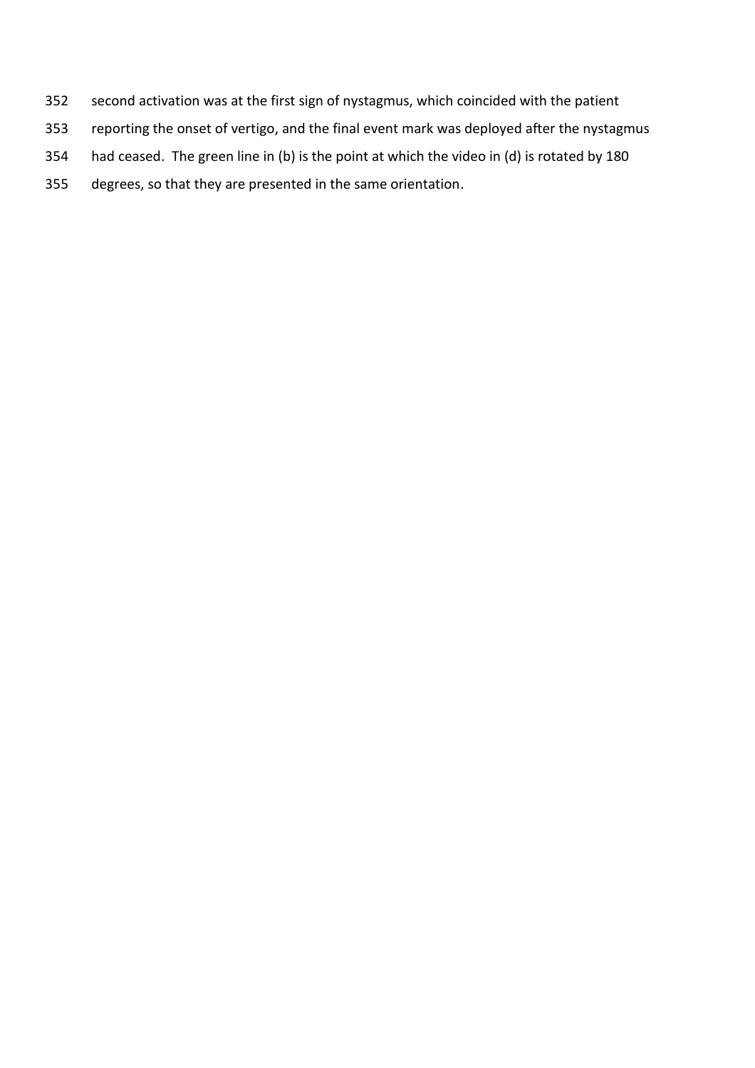second activation was at the first sign of nystagmus, which coincided with the patient reporting the onset of vertigo, and the final event mark was deployed after the nystagmus had ceased. The green line in (b) is the point at which the video in (d) is rotated by 180 degrees, so that they are presented in the same orientation.